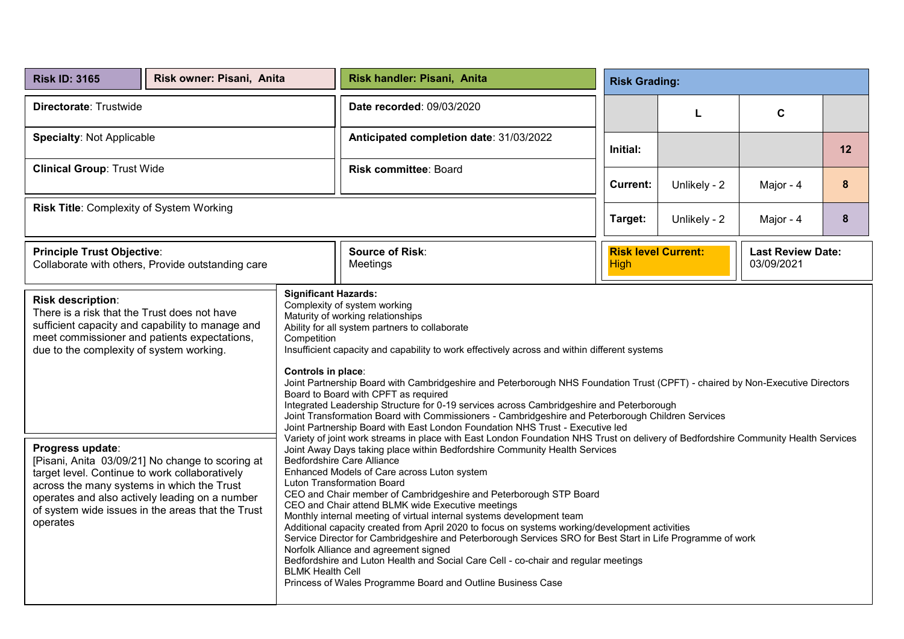| **Risk ID: 3165** | **Risk owner: Pisani, Anita** | **Risk handler: Pisani, Anita** |
|---|---|---|
| **Directorate**: Trustwide | | **Date recorded**: 09/03/2020 |
| **Specialty**: Not Applicable | | **Anticipated completion date**: 31/03/2022 |
| **Clinical Group**: Trust Wide | | **Risk committee**: Board |

**Risk Title**: Complexity of System Working

**Risk Grading:**

| | L | C | |
|---|---|---|---|
| **Initial:** | | | 12 |
| **Current:** | Unlikely - 2 | Major - 4 | 8 |
| **Target:** | Unlikely - 2 | Major - 4 | 8 |

**Principle Trust Objective**:
Collaborate with others, Provide outstanding care

**Source of Risk**:
Meetings

**Risk level Current:**
High

**Last Review Date:**
03/09/2021

**Risk description**:
There is a risk that the Trust does not have sufficient capacity and capability to manage and meet commissioner and patients expectations, due to the complexity of system working.

**Progress update**:
[Pisani, Anita 03/09/21] No change to scoring at target level. Continue to work collaboratively across the many systems in which the Trust operates and also actively leading on a number of system wide issues in the areas that the Trust operates

**Significant Hazards:**
Complexity of system working
Maturity of working relationships
Ability for all system partners to collaborate
Competition
Insufficient capacity and capability to work effectively across and within different systems

**Controls in place**:
Joint Partnership Board with Cambridgeshire and Peterborough NHS Foundation Trust (CPFT) - chaired by Non-Executive Directors
Board to Board with CPFT as required
Integrated Leadership Structure for 0-19 services across Cambridgeshire and Peterborough
Joint Transformation Board with Commissioners - Cambridgeshire and Peterborough Children Services
Joint Partnership Board with East London Foundation NHS Trust - Executive led
Variety of joint work streams in place with East London Foundation NHS Trust on delivery of Bedfordshire Community Health Services
Joint Away Days taking place within Bedfordshire Community Health Services
Bedfordshire Care Alliance
Enhanced Models of Care across Luton system
Luton Transformation Board
CEO and Chair member of Cambridgeshire and Peterborough STP Board
CEO and Chair attend BLMK wide Executive meetings
Monthly internal meeting of virtual internal systems development team
Additional capacity created from April 2020 to focus on systems working/development activities
Service Director for Cambridgeshire and Peterborough Services SRO for Best Start in Life Programme of work
Norfolk Alliance and agreement signed
Bedfordshire and Luton Health and Social Care Cell - co-chair and regular meetings
BLMK Health Cell
Princess of Wales Programme Board and Outline Business Case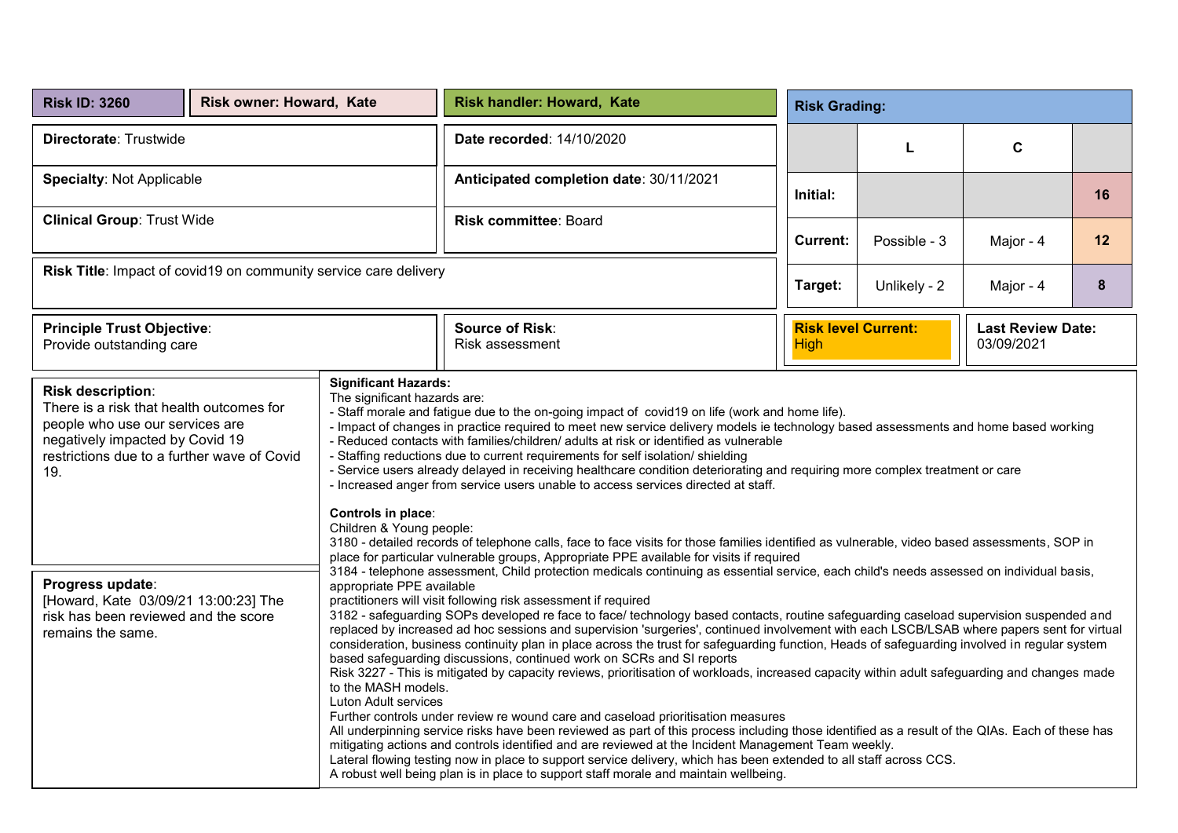| **Risk ID: 3260** | **Risk owner: Howard, Kate** | **Risk handler: Howard, Kate** |
|---|---|---|
| **Directorate**: Trustwide | | **Date recorded**: 14/10/2020 |
| **Specialty**: Not Applicable | | **Anticipated completion date**: 30/11/2021 |
| **Clinical Group**: Trust Wide | | **Risk committee**: Board |
| **Risk Title**: Impact of covid19 on community service care delivery | | |

**Risk Grading:**

| | L | C | |
|---|---|---|---|
| **Initial:** | | | 16 |
| **Current:** | Possible - 3 | Major - 4 | 12 |
| **Target:** | Unlikely - 2 | Major - 4 | 8 |

| **Principle Trust Objective**: Provide outstanding care | **Source of Risk**: Risk assessment | **Risk level Current:** High | **Last Review Date:** 03/09/2021 |
|---|---|---|---|

**Risk description**:
There is a risk that health outcomes for people who use our services are negatively impacted by Covid 19 restrictions due to a further wave of Covid 19.

**Progress update**:
[Howard, Kate 03/09/21 13:00:23] The risk has been reviewed and the score remains the same.

**Significant Hazards:**
The significant hazards are:
- Staff morale and fatigue due to the on-going impact of covid19 on life (work and home life).
- Impact of changes in practice required to meet new service delivery models ie technology based assessments and home based working
- Reduced contacts with families/children/ adults at risk or identified as vulnerable
- Staffing reductions due to current requirements for self isolation/ shielding
- Service users already delayed in receiving healthcare condition deteriorating and requiring more complex treatment or care
- Increased anger from service users unable to access services directed at staff.

**Controls in place**:
Children & Young people:
3180 - detailed records of telephone calls, face to face visits for those families identified as vulnerable, video based assessments, SOP in place for particular vulnerable groups, Appropriate PPE available for visits if required
3184 - telephone assessment, Child protection medicals continuing as essential service, each child's needs assessed on individual basis, appropriate PPE available
practitioners will visit following risk assessment if required
3182 - safeguarding SOPs developed re face to face/ technology based contacts, routine safeguarding caseload supervision suspended and replaced by increased ad hoc sessions and supervision 'surgeries', continued involvement with each LSCB/LSAB where papers sent for virtual consideration, business continuity plan in place across the trust for safeguarding function, Heads of safeguarding involved in regular system based safeguarding discussions, continued work on SCRs and SI reports
Risk 3227 - This is mitigated by capacity reviews, prioritisation of workloads, increased capacity within adult safeguarding and changes made to the MASH models.
Luton Adult services
Further controls under review re wound care and caseload prioritisation measures
All underpinning service risks have been reviewed as part of this process including those identified as a result of the QIAs. Each of these has mitigating actions and controls identified and are reviewed at the Incident Management Team weekly.
Lateral flowing testing now in place to support service delivery, which has been extended to all staff across CCS.
A robust well being plan is in place to support staff morale and maintain wellbeing.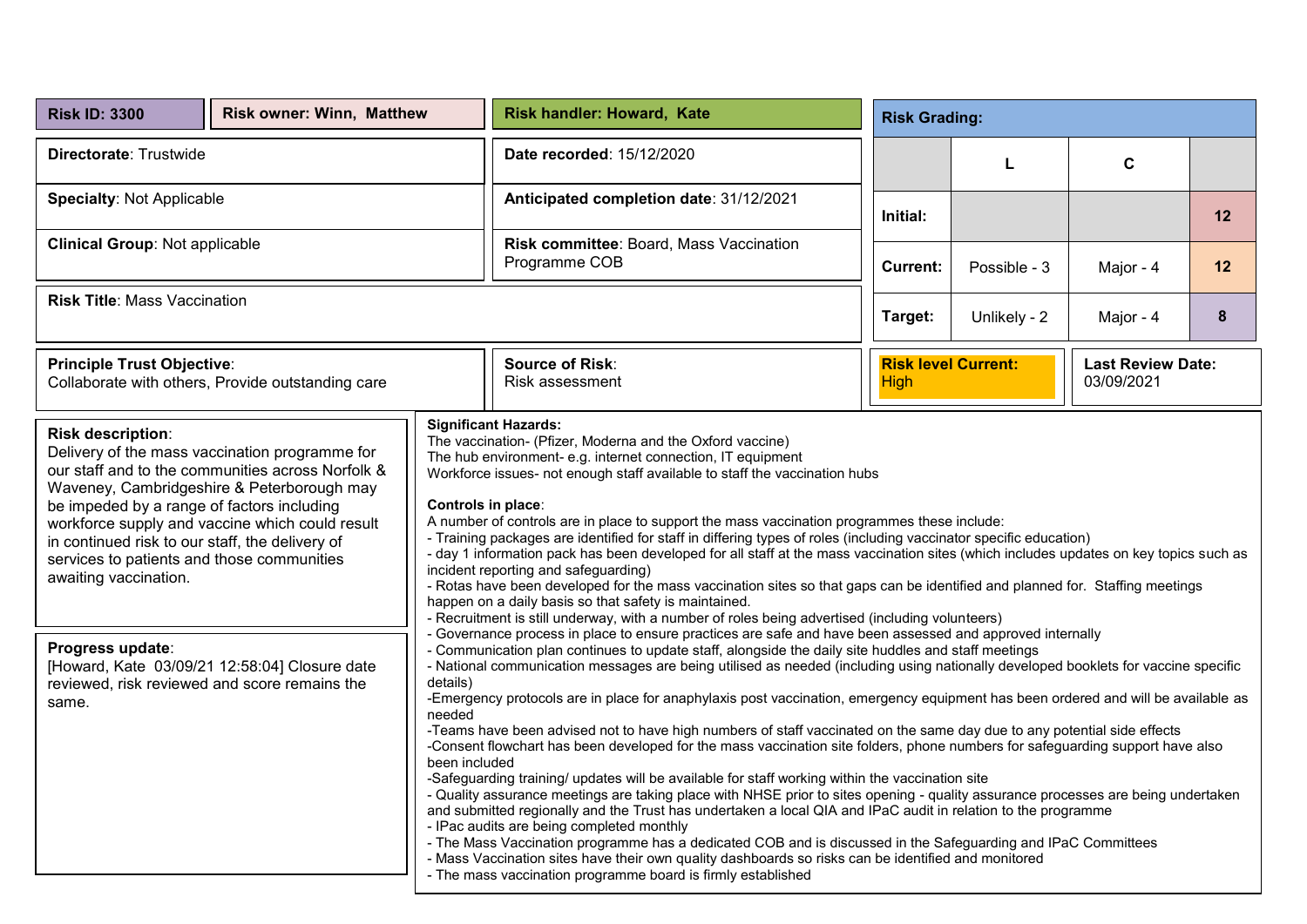| Risk ID: 3300 | Risk owner: Winn, Matthew | Risk handler: Howard, Kate |
|---|---|---|

| | |
|---|---|
| **Directorate**: Trustwide | **Date recorded**: 15/12/2020 |
| **Specialty**: Not Applicable | **Anticipated completion date**: 31/12/2021 |
| **Clinical Group**: Not applicable | **Risk committee**: Board, Mass Vaccination Programme COB |
| **Risk Title**: Mass Vaccination | |
| **Principle Trust Objective**: Collaborate with others, Provide outstanding care | **Source of Risk**: Risk assessment |

**Risk Grading:**

| | L | C | |
|---|---|---|---|
| **Initial:** | | | 12 |
| **Current:** | Possible - 3 | Major - 4 | 12 |
| **Target:** | Unlikely - 2 | Major - 4 | 8 |

| **Risk level Current:** | **Last Review Date:** |
|---|---|
| High | 03/09/2021 |

**Risk description**:
Delivery of the mass vaccination programme for our staff and to the communities across Norfolk & Waveney, Cambridgeshire & Peterborough may be impeded by a range of factors including workforce supply and vaccine which could result in continued risk to our staff, the delivery of services to patients and those communities awaiting vaccination.

**Progress update**:
[Howard, Kate 03/09/21 12:58:04] Closure date reviewed, risk reviewed and score remains the same.

**Significant Hazards:**
The vaccination- (Pfizer, Moderna and the Oxford vaccine)
The hub environment- e.g. internet connection, IT equipment
Workforce issues- not enough staff available to staff the vaccination hubs

**Controls in place**:
A number of controls are in place to support the mass vaccination programmes these include:
- Training packages are identified for staff in differing types of roles (including vaccinator specific education)
- day 1 information pack has been developed for all staff at the mass vaccination sites (which includes updates on key topics such as incident reporting and safeguarding)
- Rotas have been developed for the mass vaccination sites so that gaps can be identified and planned for. Staffing meetings happen on a daily basis so that safety is maintained.
- Recruitment is still underway, with a number of roles being advertised (including volunteers)
- Governance process in place to ensure practices are safe and have been assessed and approved internally
- Communication plan continues to update staff, alongside the daily site huddles and staff meetings
- National communication messages are being utilised as needed (including using nationally developed booklets for vaccine specific details)
-Emergency protocols are in place for anaphylaxis post vaccination, emergency equipment has been ordered and will be available as needed
-Teams have been advised not to have high numbers of staff vaccinated on the same day due to any potential side effects
-Consent flowchart has been developed for the mass vaccination site folders, phone numbers for safeguarding support have also been included
-Safeguarding training/ updates will be available for staff working within the vaccination site
- Quality assurance meetings are taking place with NHSE prior to sites opening - quality assurance processes are being undertaken and submitted regionally and the Trust has undertaken a local QIA and IPaC audit in relation to the programme
- IPac audits are being completed monthly
- The Mass Vaccination programme has a dedicated COB and is discussed in the Safeguarding and IPaC Committees
- Mass Vaccination sites have their own quality dashboards so risks can be identified and monitored
- The mass vaccination programme board is firmly established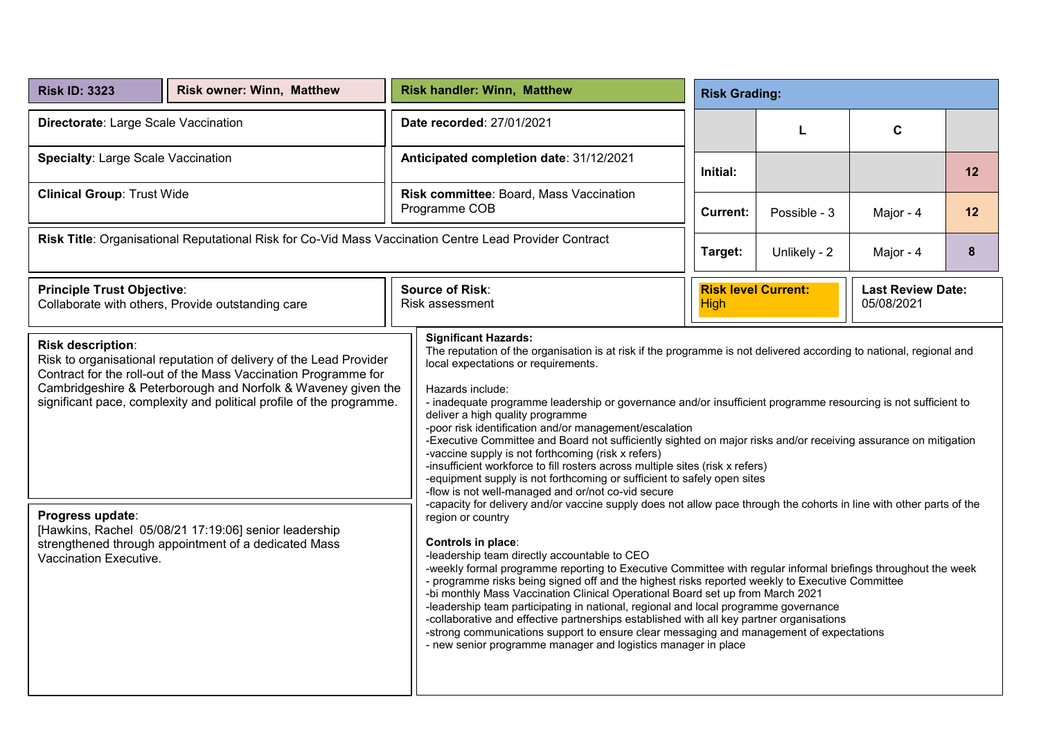| **Risk ID: 3323** | **Risk owner: Winn, Matthew** | **Risk handler: Winn, Matthew** |
|---|---|---|

**Directorate**: Large Scale Vaccination

**Specialty**: Large Scale Vaccination

**Clinical Group**: Trust Wide

**Date recorded**: 27/01/2021

**Anticipated completion date**: 31/12/2021

**Risk committee**: Board, Mass Vaccination Programme COB

**Risk Grading:**

| | L | C | |
|---|---|---|---|
| **Initial:** | | | 12 |
| **Current:** | Possible - 3 | Major - 4 | 12 |
| **Target:** | Unlikely - 2 | Major - 4 | 8 |

**Risk Title**: Organisational Reputational Risk for Co-Vid Mass Vaccination Centre Lead Provider Contract

**Principle Trust Objective**:
Collaborate with others, Provide outstanding care

**Source of Risk**:
Risk assessment

**Risk level Current:**
High

**Last Review Date:**
05/08/2021

**Risk description**:
Risk to organisational reputation of delivery of the Lead Provider Contract for the roll-out of the Mass Vaccination Programme for Cambridgeshire & Peterborough and Norfolk & Waveney given the significant pace, complexity and political profile of the programme.

**Progress update**:
[Hawkins, Rachel 05/08/21 17:19:06] senior leadership strengthened through appointment of a dedicated Mass Vaccination Executive.

**Significant Hazards:**
The reputation of the organisation is at risk if the programme is not delivered according to national, regional and local expectations or requirements.

Hazards include:
- inadequate programme leadership or governance and/or insufficient programme resourcing is not sufficient to deliver a high quality programme
-poor risk identification and/or management/escalation
-Executive Committee and Board not sufficiently sighted on major risks and/or receiving assurance on mitigation
-vaccine supply is not forthcoming (risk x refers)
-insufficient workforce to fill rosters across multiple sites (risk x refers)
-equipment supply is not forthcoming or sufficient to safely open sites
-flow is not well-managed and or/not co-vid secure
-capacity for delivery and/or vaccine supply does not allow pace through the cohorts in line with other parts of the region or country

**Controls in place**:
-leadership team directly accountable to CEO
-weekly formal programme reporting to Executive Committee with regular informal briefings throughout the week
- programme risks being signed off and the highest risks reported weekly to Executive Committee
-bi monthly Mass Vaccination Clinical Operational Board set up from March 2021
-leadership team participating in national, regional and local programme governance
-collaborative and effective partnerships established with all key partner organisations
-strong communications support to ensure clear messaging and management of expectations
- new senior programme manager and logistics manager in place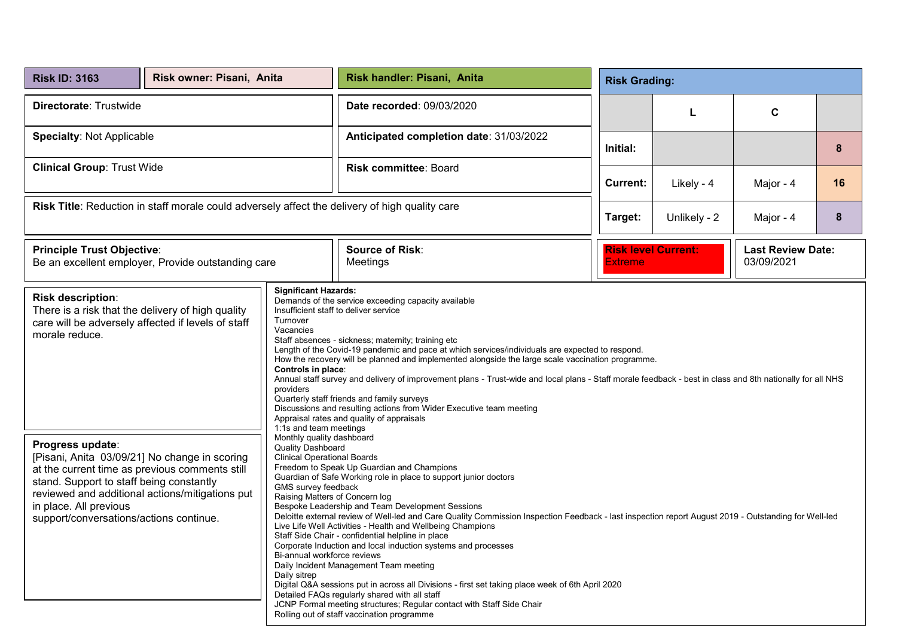| **Risk ID: 3163** | **Risk owner: Pisani, Anita** | **Risk handler: Pisani, Anita** |
|---|---|---|

| | |
|---|---|
| **Directorate**: Trustwide | **Date recorded**: 09/03/2020 |
| **Specialty**: Not Applicable | **Anticipated completion date**: 31/03/2022 |
| **Clinical Group**: Trust Wide | **Risk committee**: Board |

**Risk Title**: Reduction in staff morale could adversely affect the delivery of high quality care

**Risk Grading:**

| | L | C | |
|---|---|---|---|
| **Initial:** | | | 8 |
| **Current:** | Likely - 4 | Major - 4 | 16 |
| **Target:** | Unlikely - 2 | Major - 4 | 8 |

| | | | |
|---|---|---|---|
| **Principle Trust Objective**: Be an excellent employer, Provide outstanding care | **Source of Risk**: Meetings | **Risk level Current:** Extreme | **Last Review Date:** 03/09/2021 |

**Risk description**:
There is a risk that the delivery of high quality care will be adversely affected if levels of staff morale reduce.

**Progress update**:
[Pisani, Anita 03/09/21] No change in scoring at the current time as previous comments still stand. Support to staff being constantly reviewed and additional actions/mitigations put in place. All previous support/conversations/actions continue.

**Significant Hazards:**
Demands of the service exceeding capacity available
Insufficient staff to deliver service
Turnover
Vacancies
Staff absences - sickness; maternity; training etc
Length of the Covid-19 pandemic and pace at which services/individuals are expected to respond.
How the recovery will be planned and implemented alongside the large scale vaccination programme.

**Controls in place**:
Annual staff survey and delivery of improvement plans - Trust-wide and local plans - Staff morale feedback - best in class and 8th nationally for all NHS providers
Quarterly staff friends and family surveys
Discussions and resulting actions from Wider Executive team meeting
Appraisal rates and quality of appraisals
1:1s and team meetings
Monthly quality dashboard
Quality Dashboard
Clinical Operational Boards
Freedom to Speak Up Guardian and Champions
Guardian of Safe Working role in place to support junior doctors
GMS survey feedback
Raising Matters of Concern log
Bespoke Leadership and Team Development Sessions
Deloitte external review of Well-led and Care Quality Commission Inspection Feedback - last inspection report August 2019 - Outstanding for Well-led
Live Life Well Activities - Health and Wellbeing Champions
Staff Side Chair - confidential helpline in place
Corporate Induction and local induction systems and processes
Bi-annual workforce reviews
Daily Incident Management Team meeting
Daily sitrep
Digital Q&A sessions put in across all Divisions - first set taking place week of 6th April 2020
Detailed FAQs regularly shared with all staff
JCNP Formal meeting structures; Regular contact with Staff Side Chair
Rolling out of staff vaccination programme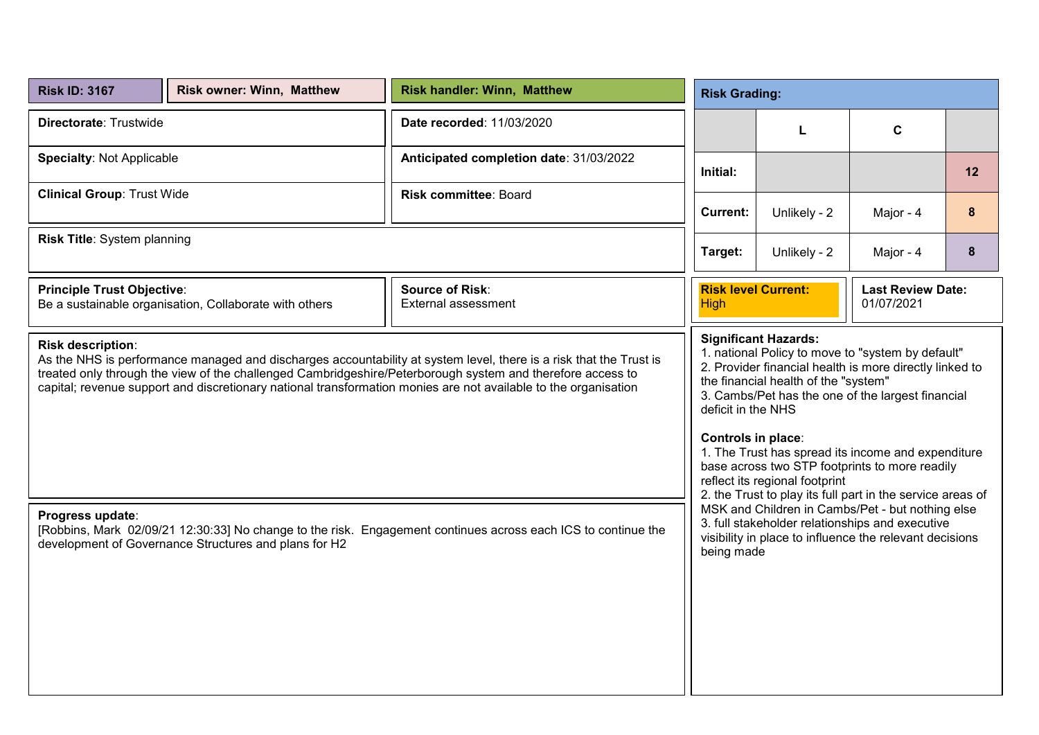| **Risk ID: 3167** | **Risk owner: Winn, Matthew** | **Risk handler: Winn, Matthew** |
|---|---|---|

| | |
|---|---|
| **Directorate**: Trustwide | **Date recorded**: 11/03/2020 |
| **Specialty**: Not Applicable | **Anticipated completion date**: 31/03/2022 |
| **Clinical Group**: Trust Wide | **Risk committee**: Board |

**Risk Title**: System planning

**Risk Grading:**

| | L | C | |
|---|---|---|---|
| **Initial:** | | | 12 |
| **Current:** | Unlikely - 2 | Major - 4 | 8 |
| **Target:** | Unlikely - 2 | Major - 4 | 8 |

| | |
|---|---|
| **Principle Trust Objective**:<br>Be a sustainable organisation, Collaborate with others | **Source of Risk**:<br>External assessment |

| | |
|---|---|
| **Risk level Current:**<br>High | **Last Review Date:**<br>01/07/2021 |

**Risk description**:
As the NHS is performance managed and discharges accountability at system level, there is a risk that the Trust is treated only through the view of the challenged Cambridgeshire/Peterborough system and therefore access to capital; revenue support and discretionary national transformation monies are not available to the organisation

**Progress update**:
[Robbins, Mark 02/09/21 12:30:33] No change to the risk. Engagement continues across each ICS to continue the development of Governance Structures and plans for H2

**Significant Hazards:**
1. national Policy to move to "system by default"
2. Provider financial health is more directly linked to the financial health of the "system"
3. Cambs/Pet has the one of the largest financial deficit in the NHS

**Controls in place**:
1. The Trust has spread its income and expenditure base across two STP footprints to more readily reflect its regional footprint
2. the Trust to play its full part in the service areas of MSK and Children in Cambs/Pet - but nothing else
3. full stakeholder relationships and executive visibility in place to influence the relevant decisions being made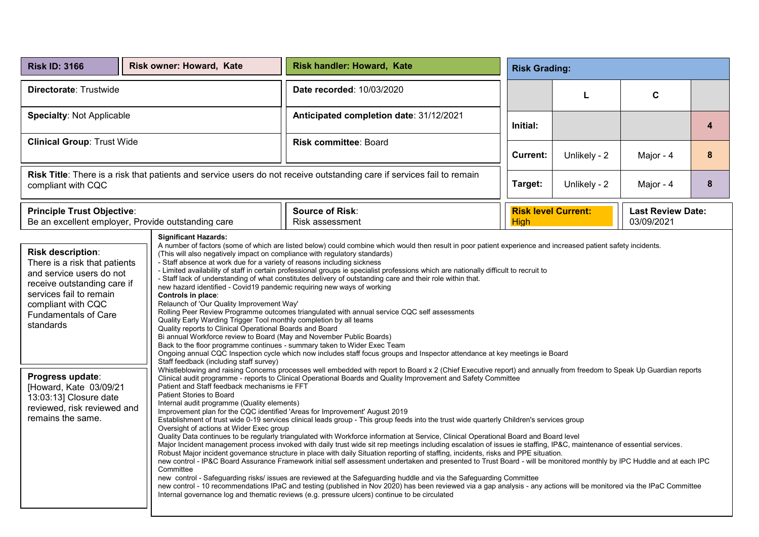| Risk ID: 3166 | Risk owner: Howard, Kate | Risk handler: Howard, Kate |
|---|---|---|
| **Directorate**: Trustwide | | **Date recorded**: 10/03/2020 |
| **Specialty**: Not Applicable | | **Anticipated completion date**: 31/12/2021 |
| **Clinical Group**: Trust Wide | | **Risk committee**: Board |

**Risk Grading:**

| | L | C | |
|---|---|---|---|
| **Initial:** | | | 4 |
| **Current:** | Unlikely - 2 | Major - 4 | 8 |
| **Target:** | Unlikely - 2 | Major - 4 | 8 |

**Risk Title**: There is a risk that patients and service users do not receive outstanding care if services fail to remain compliant with CQC

| **Principle Trust Objective**: Be an excellent employer, Provide outstanding care | **Source of Risk**: Risk assessment | **Risk level Current:** High | **Last Review Date:** 03/09/2021 |
|---|---|---|---|

**Risk description**:
There is a risk that patients and service users do not receive outstanding care if services fail to remain compliant with CQC Fundamentals of Care standards

**Progress update**:
[Howard, Kate 03/09/21 13:03:13] Closure date reviewed, risk reviewed and remains the same.

**Significant Hazards:**
A number of factors (some of which are listed below) could combine which would then result in poor patient experience and increased patient safety incidents.
(This will also negatively impact on compliance with regulatory standards)
- Staff absence at work due for a variety of reasons including sickness
- Limited availability of staff in certain professional groups ie specialist professions which are nationally difficult to recruit to
- Staff lack of understanding of what constitutes delivery of outstanding care and their role within that.
new hazard identified - Covid19 pandemic requiring new ways of working

**Controls in place**:
Relaunch of 'Our Quality Improvement Way'
Rolling Peer Review Programme outcomes triangulated with annual service CQC self assessments
Quality Early Warding Trigger Tool monthly completion by all teams
Quality reports to Clinical Operational Boards and Board
Bi annual Workforce review to Board (May and November Public Boards)
Back to the floor programme continues - summary taken to Wider Exec Team
Ongoing annual CQC Inspection cycle which now includes staff focus groups and Inspector attendance at key meetings ie Board
Staff feedback (including staff survey)
Whistleblowing and raising Concerns processes well embedded with report to Board x 2 (Chief Executive report) and annually from freedom to Speak Up Guardian reports
Clinical audit programme - reports to Clinical Operational Boards and Quality Improvement and Safety Committee
Patient and Staff feedback mechanisms ie FFT
Patient Stories to Board
Internal audit programme (Quality elements)
Improvement plan for the CQC identified 'Areas for Improvement' August 2019
Establishment of trust wide 0-19 services clinical leads group - This group feeds into the trust wide quarterly Children's services group
Oversight of actions at Wider Exec group
Quality Data continues to be regularly triangulated with Workforce information at Service, Clinical Operational Board and Board level
Major Incident management process invoked with daily trust wide sit rep meetings including escalation of issues ie staffing, IP&C, maintenance of essential services.
Robust Major incident governance structure in place with daily Situation reporting of staffing, incidents, risks and PPE situation.
new control - IP&C Board Assurance Framework initial self assessment undertaken and presented to Trust Board - will be monitored monthly by IPC Huddle and at each IPC Committee
new control - Safeguarding risks/ issues are reviewed at the Safeguarding huddle and via the Safeguarding Committee
new control - 10 recommendations IPaC and testing (published in Nov 2020) has been reviewed via a gap analysis - any actions will be monitored via the IPaC Committee
Internal governance log and thematic reviews (e.g. pressure ulcers) continue to be circulated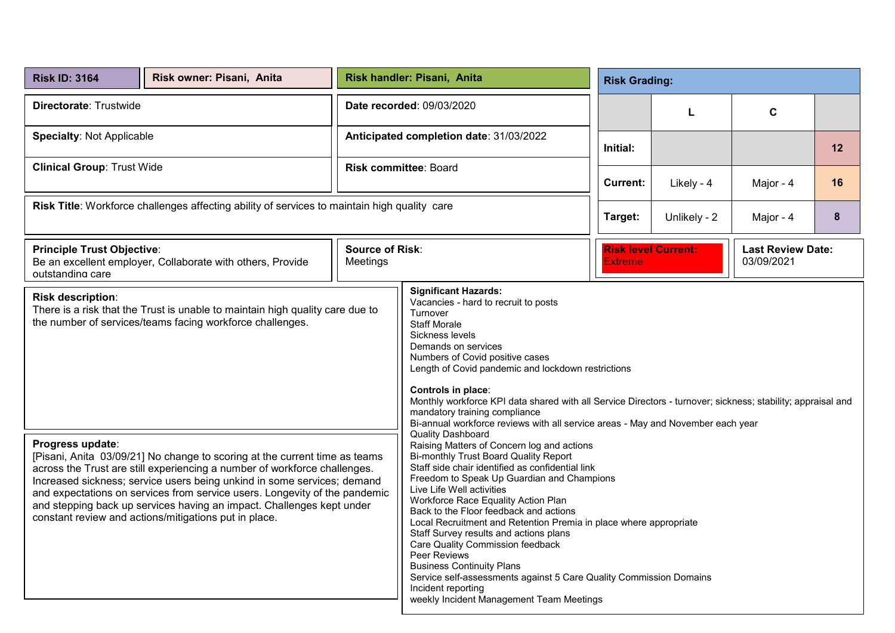| Risk ID: 3164 | Risk owner: Pisani, Anita | Risk handler: Pisani, Anita |
|---|---|---|
| **Directorate**: Trustwide | | **Date recorded**: 09/03/2020 |
| **Specialty**: Not Applicable | | **Anticipated completion date**: 31/03/2022 |
| **Clinical Group**: Trust Wide | | **Risk committee**: Board |

**Risk Grading:**

| | L | C | |
|---|---|---|---|
| **Initial:** | | | 12 |
| **Current:** | Likely - 4 | Major - 4 | 16 |
| **Target:** | Unlikely - 2 | Major - 4 | 8 |

**Risk Title**: Workforce challenges affecting ability of services to maintain high quality care

**Principle Trust Objective**:
Be an excellent employer, Collaborate with others, Provide outstanding care

**Source of Risk**:
Meetings

**Risk level Current:**
Extreme

**Last Review Date:**
03/09/2021

**Risk description**:
There is a risk that the Trust is unable to maintain high quality care due to the number of services/teams facing workforce challenges.

**Progress update**:
[Pisani, Anita 03/09/21] No change to scoring at the current time as teams across the Trust are still experiencing a number of workforce challenges. Increased sickness; service users being unkind in some services; demand and expectations on services from service users. Longevity of the pandemic and stepping back up services having an impact. Challenges kept under constant review and actions/mitigations put in place.

**Significant Hazards:**
Vacancies - hard to recruit to posts
Turnover
Staff Morale
Sickness levels
Demands on services
Numbers of Covid positive cases
Length of Covid pandemic and lockdown restrictions

**Controls in place**:
Monthly workforce KPI data shared with all Service Directors - turnover; sickness; stability; appraisal and mandatory training compliance
Bi-annual workforce reviews with all service areas - May and November each year
Quality Dashboard
Raising Matters of Concern log and actions
Bi-monthly Trust Board Quality Report
Staff side chair identified as confidential link
Freedom to Speak Up Guardian and Champions
Live Life Well activities
Workforce Race Equality Action Plan
Back to the Floor feedback and actions
Local Recruitment and Retention Premia in place where appropriate
Staff Survey results and actions plans
Care Quality Commission feedback
Peer Reviews
Business Continuity Plans
Service self-assessments against 5 Care Quality Commission Domains
Incident reporting
weekly Incident Management Team Meetings